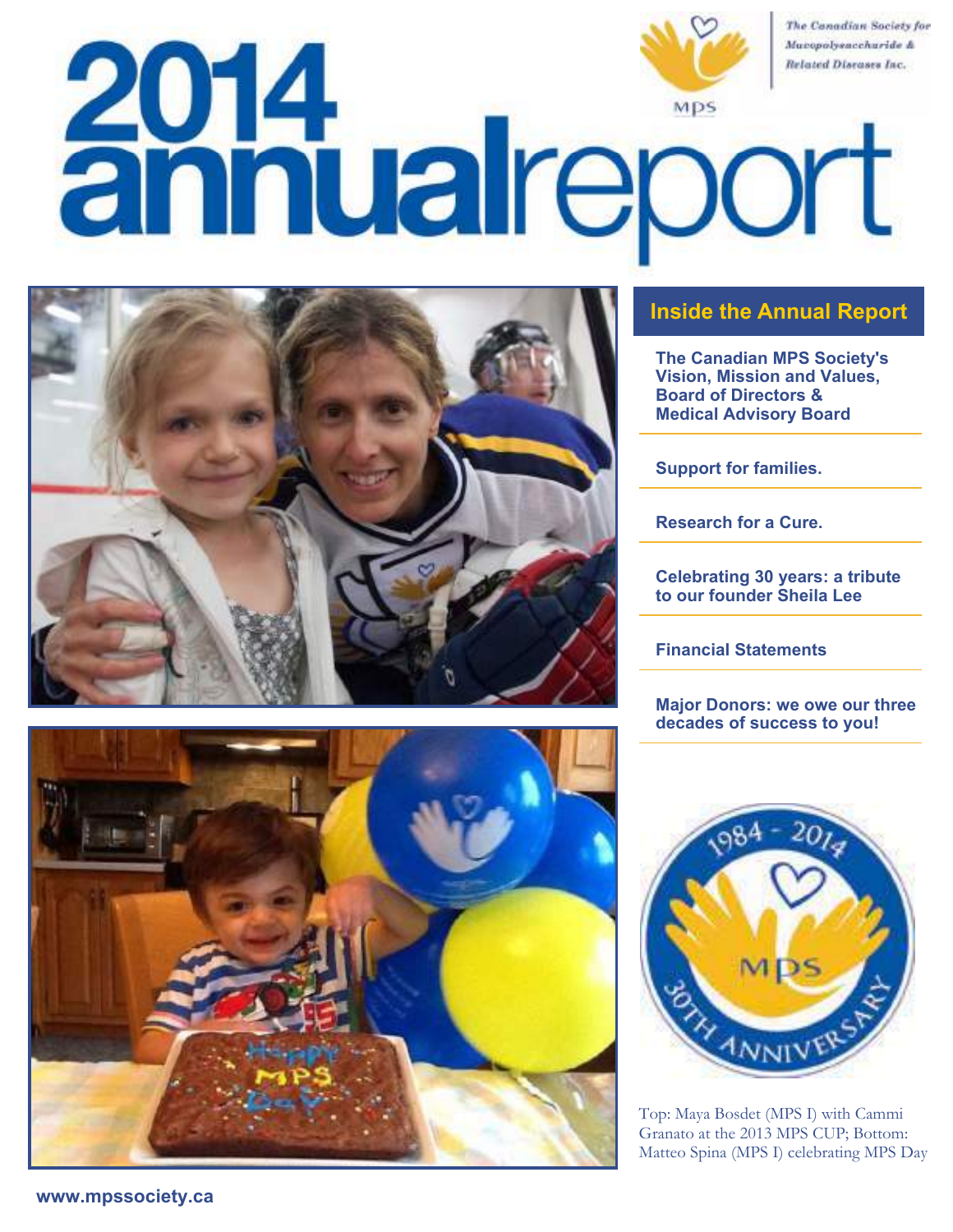The Canadian Society for Mucopolysaccharide & Related Diseases Inc.

# 2014 annualreport

## Inside the Annual Report

**The Canadian MPS Society's Vision, Mission and Values, Board of Directors & Medical Advisory Board**

**Support for families.**

**Research for a Cure.**

**Celebrating 30 years: a tribute to our founder Sheila Lee**

**Financial Statements**

**Major Donors: we owe our three decades of success to you!**

Top: Maya Bosdet (MPS I) with Cammi Granato at the 2013 MPS CUP; Bottom: Matteo Spina (MPS I) celebrating MPS Day

**www.mpssociety.ca**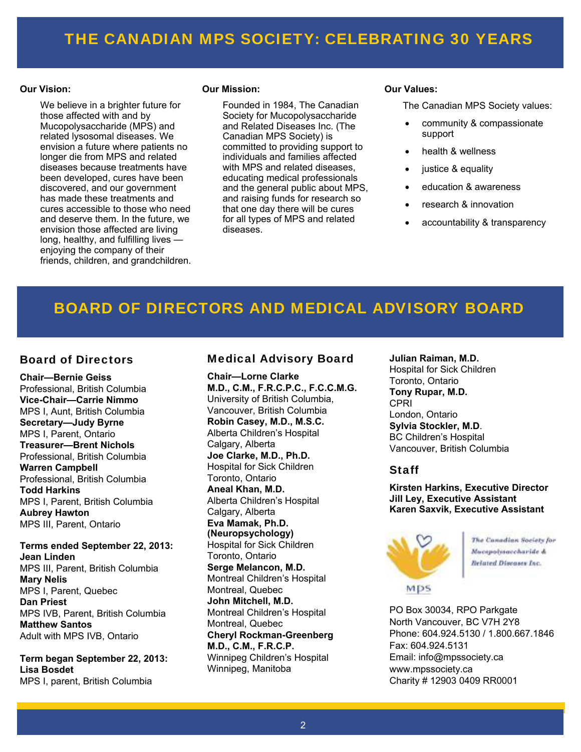# THE CANADIAN MPS SOCIETY: CELEBRATING 30 YEARS

**Our Vision:**

We believe in a brighter future for those affected with and by Mucopolysaccharide (MPS) and related lysosomal diseases. We envision a future where patients no longer die from MPS and related diseases because treatments have been developed, cures have been discovered, and our government has made these treatments and cures accessible to those who need and deserve them. In the future, we envision those affected are living long, healthy, and fulfilling lives — enjoying the company of their friends, children, and grandchildren.

**Our Mission:**

Founded in 1984, The Canadian Society for Mucopolysaccharide and Related Diseases Inc. (The Canadian MPS Society) is committed to providing support to individuals and families affected with MPS and related diseases, educating medical professionals and the general public about MPS, and raising funds for research so that one day there will be cures for all types of MPS and related diseases.

**Our Values:**

The Canadian MPS Society values:

- community & compassionate support
- health & wellness
- justice & equality
- education & awareness
- research & innovation
- accountability & transparency

# BOARD OF DIRECTORS AND MEDICAL ADVISORY BOARD

## Board of Directors

**Chair—Bernie Geiss**
Professional, British Columbia
**Vice-Chair—Carrie Nimmo**
MPS I, Aunt, British Columbia
**Secretary—Judy Byrne**
MPS I, Parent, Ontario
**Treasurer—Brent Nichols**
Professional, British Columbia
**Warren Campbell**
Professional, British Columbia
**Todd Harkins**
MPS I, Parent, British Columbia
**Aubrey Hawton**
MPS III, Parent, Ontario

**Terms ended September 22, 2013:**
**Jean Linden**
MPS III, Parent, British Columbia
**Mary Nelis**
MPS I, Parent, Quebec
**Dan Priest**
MPS IVB, Parent, British Columbia
**Matthew Santos**
Adult with MPS IVB, Ontario

**Term began September 22, 2013:**
**Lisa Bosdet**
MPS I, parent, British Columbia

## Medical Advisory Board

**Chair—Lorne Clarke**
**M.D., C.M., F.R.C.P.C., F.C.C.M.G.**
University of British Columbia,
Vancouver, British Columbia
**Robin Casey, M.D., M.S.C.**
Alberta Children's Hospital
Calgary, Alberta
**Joe Clarke, M.D., Ph.D.**
Hospital for Sick Children
Toronto, Ontario
**Aneal Khan, M.D.**
Alberta Children's Hospital
Calgary, Alberta
**Eva Mamak, Ph.D. (Neuropsychology)**
Hospital for Sick Children
Toronto, Ontario
**Serge Melancon, M.D.**
Montreal Children's Hospital
Montreal, Quebec
**John Mitchell, M.D.**
Montreal Children's Hospital
Montreal, Quebec
**Cheryl Rockman-Greenberg M.D., C.M., F.R.C.P.**
Winnipeg Children's Hospital
Winnipeg, Manitoba
**Julian Raiman, M.D.**
Hospital for Sick Children
Toronto, Ontario
**Tony Rupar, M.D.**
CPRI
London, Ontario
**Sylvia Stockler, M.D**.
BC Children's Hospital
Vancouver, British Columbia

## Staff

**Kirsten Harkins, Executive Director**
**Jill Ley, Executive Assistant**
**Karen Saxvik, Executive Assistant**

MPS

The Canadian Society for Mucopolysaccharide & Related Diseases Inc.

PO Box 30034, RPO Parkgate
North Vancouver, BC V7H 2Y8
Phone: 604.924.5130 / 1.800.667.1846
Fax: 604.924.5131
Email: info@mpssociety.ca
www.mpssociety.ca
Charity # 12903 0409 RR0001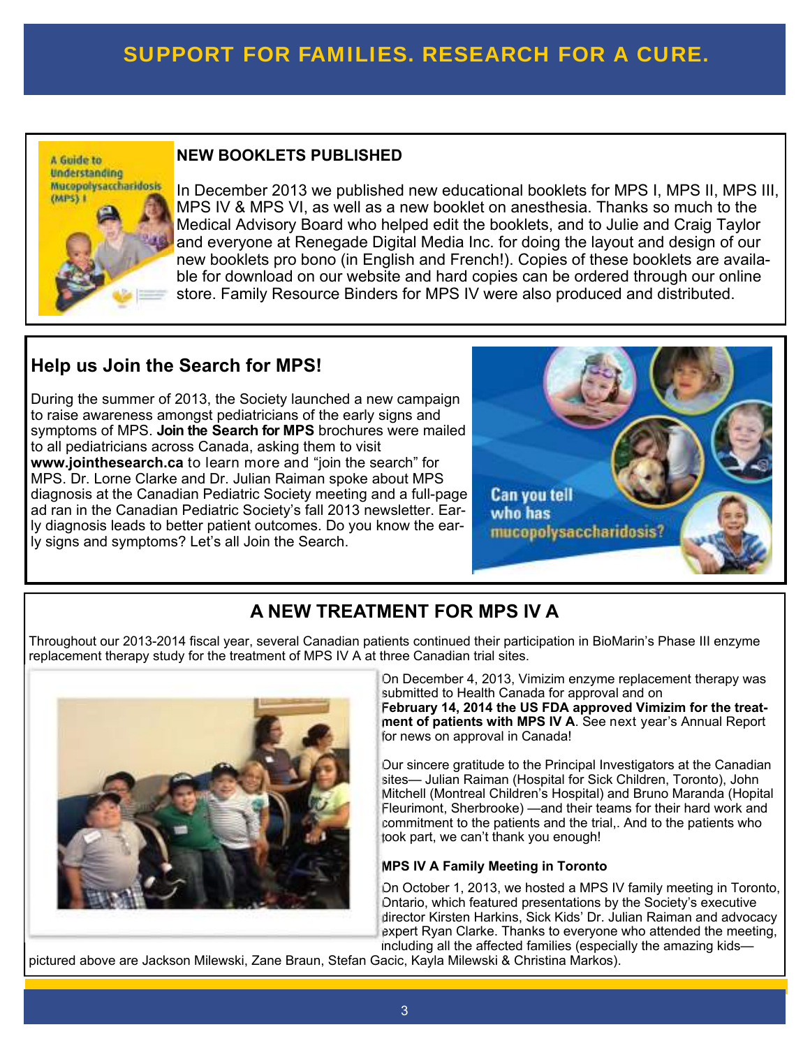SUPPORT FOR FAMILIES. RESEARCH FOR A CURE.

## NEW BOOKLETS PUBLISHED

In December 2013 we published new educational booklets for MPS I, MPS II, MPS III, MPS IV & MPS VI, as well as a new booklet on anesthesia. Thanks so much to the Medical Advisory Board who helped edit the booklets, and to Julie and Craig Taylor and everyone at Renegade Digital Media Inc. for doing the layout and design of our new booklets pro bono (in English and French!). Copies of these booklets are available for download on our website and hard copies can be ordered through our online store. Family Resource Binders for MPS IV were also produced and distributed.

## Help us Join the Search for MPS!

During the summer of 2013, the Society launched a new campaign to raise awareness amongst pediatricians of the early signs and symptoms of MPS. **Join the Search for MPS** brochures were mailed to all pediatricians across Canada, asking them to visit **www.jointhesearch.ca** to learn more and "join the search" for MPS. Dr. Lorne Clarke and Dr. Julian Raiman spoke about MPS diagnosis at the Canadian Pediatric Society meeting and a full-page ad ran in the Canadian Pediatric Society's fall 2013 newsletter. Early diagnosis leads to better patient outcomes. Do you know the early signs and symptoms? Let's all Join the Search.

## A NEW TREATMENT FOR MPS IV A

Throughout our 2013-2014 fiscal year, several Canadian patients continued their participation in BioMarin's Phase III enzyme replacement therapy study for the treatment of MPS IV A at three Canadian trial sites.

On December 4, 2013, Vimizim enzyme replacement therapy was submitted to Health Canada for approval and on **February 14, 2014 the US FDA approved Vimizim for the treatment of patients with MPS IV A**. See next year's Annual Report for news on approval in Canada!

Our sincere gratitude to the Principal Investigators at the Canadian sites— Julian Raiman (Hospital for Sick Children, Toronto), John Mitchell (Montreal Children's Hospital) and Bruno Maranda (Hopital Fleurimont, Sherbrooke) —and their teams for their hard work and commitment to the patients and the trial,. And to the patients who took part, we can't thank you enough!

### MPS IV A Family Meeting in Toronto

On October 1, 2013, we hosted a MPS IV family meeting in Toronto, Ontario, which featured presentations by the Society's executive director Kirsten Harkins, Sick Kids' Dr. Julian Raiman and advocacy expert Ryan Clarke. Thanks to everyone who attended the meeting, including all the affected families (especially the amazing kids— pictured above are Jackson Milewski, Zane Braun, Stefan Gacic, Kayla Milewski & Christina Markos).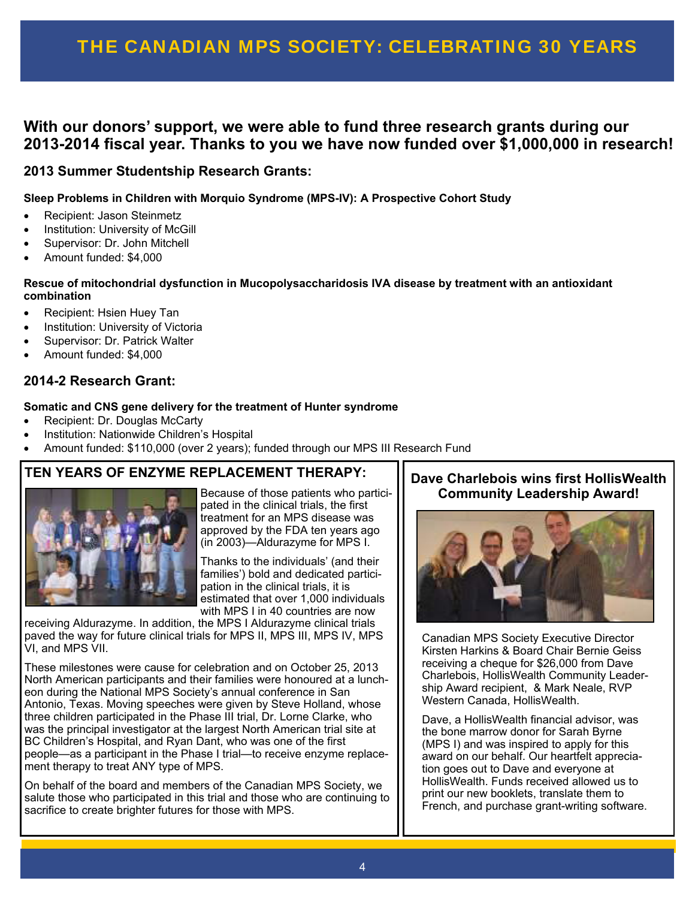# THE CANADIAN MPS SOCIETY: CELEBRATING 30 YEARS

## With our donors' support, we were able to fund three research grants during our 2013-2014 fiscal year. Thanks to you we have now funded over $1,000,000 in research!

### 2013 Summer Studentship Research Grants:

**Sleep Problems in Children with Morquio Syndrome (MPS-IV): A Prospective Cohort Study**

- Recipient: Jason Steinmetz
- Institution: University of McGill
- Supervisor: Dr. John Mitchell
- Amount funded: $4,000

**Rescue of mitochondrial dysfunction in Mucopolysaccharidosis IVA disease by treatment with an antioxidant combination**

- Recipient: Hsien Huey Tan
- Institution: University of Victoria
- Supervisor: Dr. Patrick Walter
- Amount funded: $4,000

### 2014-2 Research Grant:

**Somatic and CNS gene delivery for the treatment of Hunter syndrome**

- Recipient: Dr. Douglas McCarty
- Institution: Nationwide Children's Hospital
- Amount funded: $110,000 (over 2 years); funded through our MPS III Research Fund

### TEN YEARS OF ENZYME REPLACEMENT THERAPY:

Because of those patients who participated in the clinical trials, the first treatment for an MPS disease was approved by the FDA ten years ago (in 2003)—Aldurazyme for MPS I.

Thanks to the individuals' (and their families') bold and dedicated participation in the clinical trials, it is estimated that over 1,000 individuals with MPS I in 40 countries are now receiving Aldurazyme. In addition, the MPS I Aldurazyme clinical trials paved the way for future clinical trials for MPS II, MPS III, MPS IV, MPS VI, and MPS VII.

These milestones were cause for celebration and on October 25, 2013 North American participants and their families were honoured at a luncheon during the National MPS Society's annual conference in San Antonio, Texas. Moving speeches were given by Steve Holland, whose three children participated in the Phase III trial, Dr. Lorne Clarke, who was the principal investigator at the largest North American trial site at BC Children's Hospital, and Ryan Dant, who was one of the first people—as a participant in the Phase I trial—to receive enzyme replacement therapy to treat ANY type of MPS.

On behalf of the board and members of the Canadian MPS Society, we salute those who participated in this trial and those who are continuing to sacrifice to create brighter futures for those with MPS.

### Dave Charlebois wins first HollisWealth Community Leadership Award!

Canadian MPS Society Executive Director Kirsten Harkins & Board Chair Bernie Geiss receiving a cheque for $26,000 from Dave Charlebois, HollisWealth Community Leadership Award recipient, & Mark Neale, RVP Western Canada, HollisWealth.

Dave, a HollisWealth financial advisor, was the bone marrow donor for Sarah Byrne (MPS I) and was inspired to apply for this award on our behalf. Our heartfelt appreciation goes out to Dave and everyone at HollisWealth. Funds received allowed us to print our new booklets, translate them to French, and purchase grant-writing software.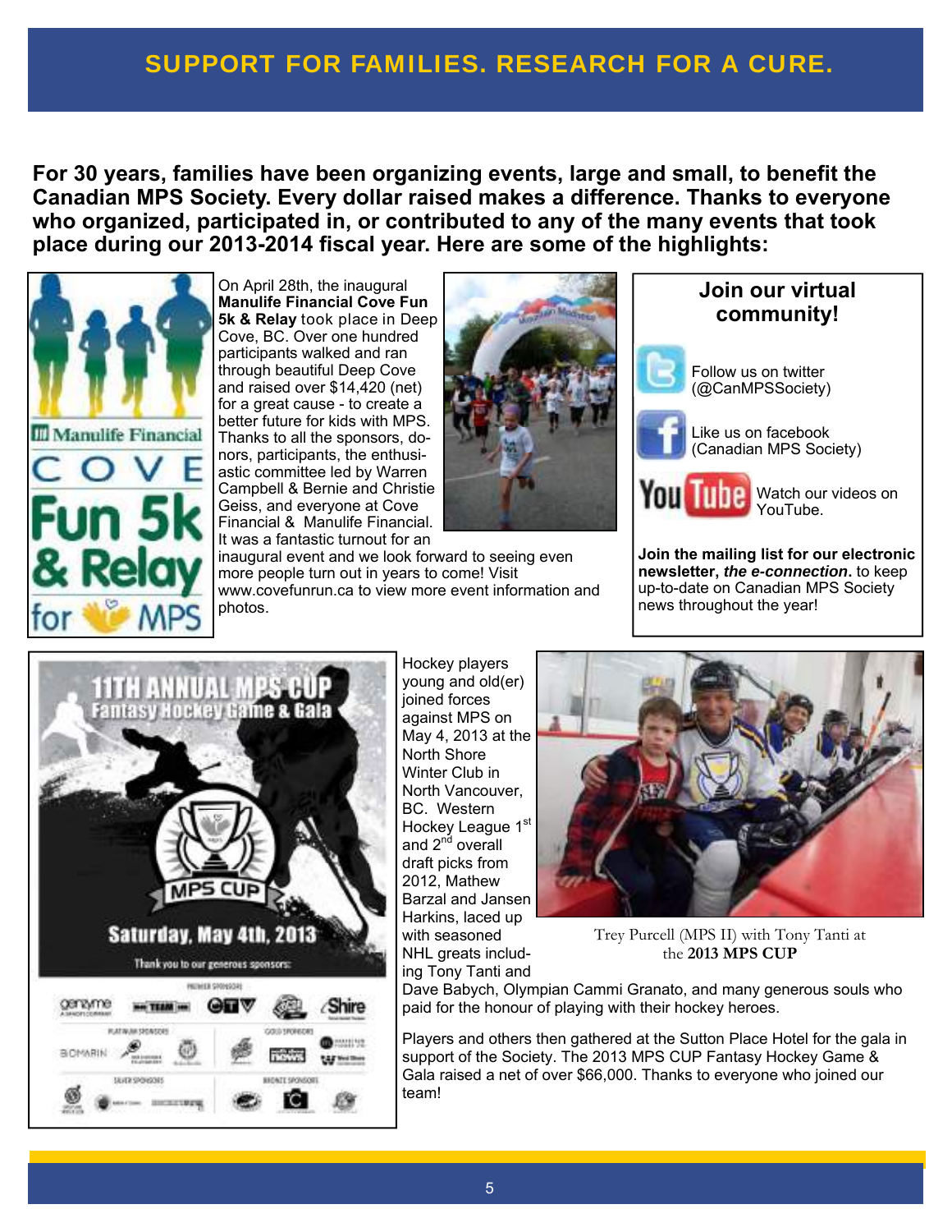# SUPPORT FOR FAMILIES. RESEARCH FOR A CURE.

**For 30 years, families have been organizing events, large and small, to benefit the Canadian MPS Society. Every dollar raised makes a difference. Thanks to everyone who organized, participated in, or contributed to any of the many events that took place during our 2013-2014 fiscal year. Here are some of the highlights:**

On April 28th, the inaugural **Manulife Financial Cove Fun 5k & Relay** took place in Deep Cove, BC. Over one hundred participants walked and ran through beautiful Deep Cove and raised over $14,420 (net) for a great cause - to create a better future for kids with MPS. Thanks to all the sponsors, donors, participants, the enthusiastic committee led by Warren Campbell & Bernie and Christie Geiss, and everyone at Cove Financial & Manulife Financial. It was a fantastic turnout for an inaugural event and we look forward to seeing even more people turn out in years to come! Visit www.covefunrun.ca to view more event information and photos.

## Join our virtual community!

Follow us on twitter (@CanMPSSociety)

Like us on facebook (Canadian MPS Society)

Watch our videos on YouTube.

**Join the mailing list for our electronic newsletter, *the e-connection*.** to keep up-to-date on Canadian MPS Society news throughout the year!

Hockey players young and old(er) joined forces against MPS on May 4, 2013 at the North Shore Winter Club in North Vancouver, BC. Western Hockey League 1st and 2nd overall draft picks from 2012, Mathew Barzal and Jansen Harkins, laced up with seasoned NHL greats including Tony Tanti and Dave Babych, Olympian Cammi Granato, and many generous souls who paid for the honour of playing with their hockey heroes.

Trey Purcell (MPS II) with Tony Tanti at the **2013 MPS CUP**

Players and others then gathered at the Sutton Place Hotel for the gala in support of the Society. The 2013 MPS CUP Fantasy Hockey Game & Gala raised a net of over $66,000. Thanks to everyone who joined our team!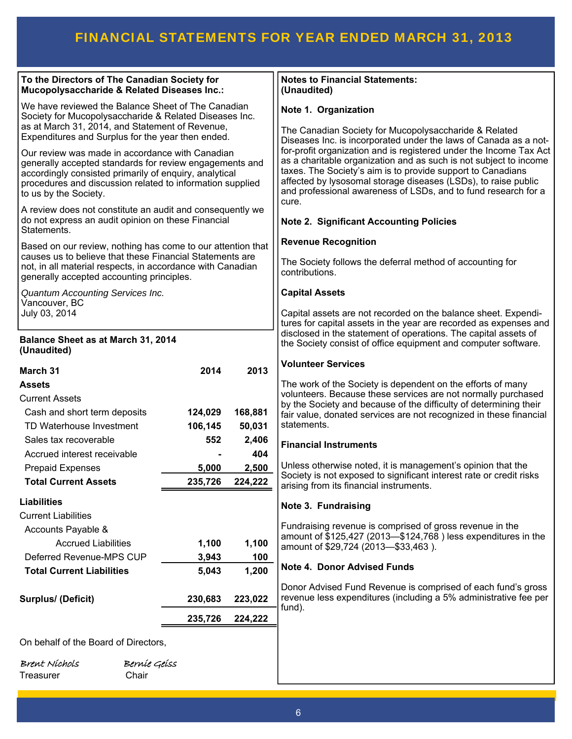# FINANCIAL STATEMENTS FOR YEAR ENDED MARCH 31, 2013

**To the Directors of The Canadian Society for Mucopolysaccharide & Related Diseases Inc.:**

We have reviewed the Balance Sheet of The Canadian Society for Mucopolysaccharide & Related Diseases Inc. as at March 31, 2014, and Statement of Revenue, Expenditures and Surplus for the year then ended.

Our review was made in accordance with Canadian generally accepted standards for review engagements and accordingly consisted primarily of enquiry, analytical procedures and discussion related to information supplied to us by the Society.

A review does not constitute an audit and consequently we do not express an audit opinion on these Financial Statements.

Based on our review, nothing has come to our attention that causes us to believe that these Financial Statements are not, in all material respects, in accordance with Canadian generally accepted accounting principles.

*Quantum Accounting Services Inc.*
Vancouver, BC
July 03, 2014

**Balance Sheet as at March 31, 2014**
**(Unaudited)**

| March 31 | 2014 | 2013 |
|---|---|---|
| **Assets** | | |
| Current Assets | | |
| Cash and short term deposits | **124,029** | **168,881** |
| TD Waterhouse Investment | **106,145** | **50,031** |
| Sales tax recoverable | **552** | **2,406** |
| Accrued interest receivable | **-** | **404** |
| Prepaid Expenses | **5,000** | **2,500** |
| **Total Current Assets** | **235,726** | **224,222** |
| **Liabilities** | | |
| Current Liabilities | | |
| Accounts Payable & Accrued Liabilities | **1,100** | **1,100** |
| Deferred Revenue-MPS CUP | **3,943** | **100** |
| **Total Current Liabilities** | **5,043** | **1,200** |
| **Surplus/ (Deficit)** | **230,683** | **223,022** |
| | **235,726** | **224,222** |

On behalf of the Board of Directors,

*Brent Nichols* — Treasurer
*Bernie Geiss* — Chair

**Notes to Financial Statements:**
**(Unaudited)**

**Note 1. Organization**

The Canadian Society for Mucopolysaccharide & Related Diseases Inc. is incorporated under the laws of Canada as a not-for-profit organization and is registered under the Income Tax Act as a charitable organization and as such is not subject to income taxes. The Society's aim is to provide support to Canadians affected by lysosomal storage diseases (LSDs), to raise public and professional awareness of LSDs, and to fund research for a cure.

**Note 2. Significant Accounting Policies**

**Revenue Recognition**

The Society follows the deferral method of accounting for contributions.

**Capital Assets**

Capital assets are not recorded on the balance sheet. Expenditures for capital assets in the year are recorded as expenses and disclosed in the statement of operations. The capital assets of the Society consist of office equipment and computer software.

**Volunteer Services**

The work of the Society is dependent on the efforts of many volunteers. Because these services are not normally purchased by the Society and because of the difficulty of determining their fair value, donated services are not recognized in these financial statements.

**Financial Instruments**

Unless otherwise noted, it is management's opinion that the Society is not exposed to significant interest rate or credit risks arising from its financial instruments.

**Note 3. Fundraising**

Fundraising revenue is comprised of gross revenue in the amount of $125,427 (2013—$124,768 ) less expenditures in the amount of $29,724 (2013—$33,463 ).

**Note 4. Donor Advised Funds**

Donor Advised Fund Revenue is comprised of each fund's gross revenue less expenditures (including a 5% administrative fee per fund).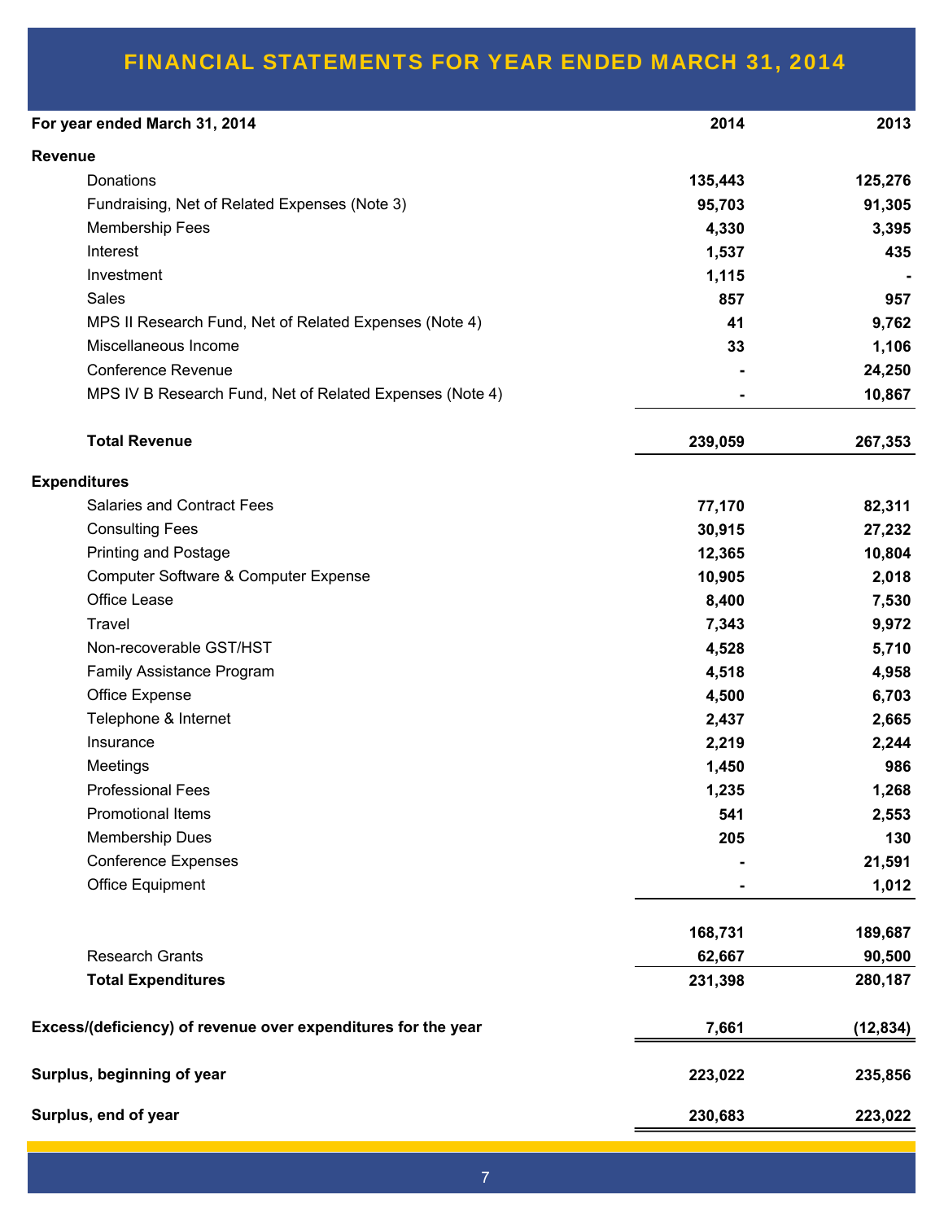# FINANCIAL STATEMENTS FOR YEAR ENDED MARCH 31, 2014

| For year ended March 31, 2014 | 2014 | 2013 |
|---|---|---|
| **Revenue** | | |
| Donations | **135,443** | **125,276** |
| Fundraising, Net of Related Expenses (Note 3) | **95,703** | **91,305** |
| Membership Fees | **4,330** | **3,395** |
| Interest | **1,537** | **435** |
| Investment | **1,115** | **-** |
| Sales | **857** | **957** |
| MPS II Research Fund, Net of Related Expenses (Note 4) | **41** | **9,762** |
| Miscellaneous Income | **33** | **1,106** |
| Conference Revenue | **-** | **24,250** |
| MPS IV B Research Fund, Net of Related Expenses (Note 4) | **-** | **10,867** |
| **Total Revenue** | **239,059** | **267,353** |
| **Expenditures** | | |
| Salaries and Contract Fees | **77,170** | **82,311** |
| Consulting Fees | **30,915** | **27,232** |
| Printing and Postage | **12,365** | **10,804** |
| Computer Software & Computer Expense | **10,905** | **2,018** |
| Office Lease | **8,400** | **7,530** |
| Travel | **7,343** | **9,972** |
| Non-recoverable GST/HST | **4,528** | **5,710** |
| Family Assistance Program | **4,518** | **4,958** |
| Office Expense | **4,500** | **6,703** |
| Telephone & Internet | **2,437** | **2,665** |
| Insurance | **2,219** | **2,244** |
| Meetings | **1,450** | **986** |
| Professional Fees | **1,235** | **1,268** |
| Promotional Items | **541** | **2,553** |
| Membership Dues | **205** | **130** |
| Conference Expenses | **-** | **21,591** |
| Office Equipment | **-** | **1,012** |
| | **168,731** | **189,687** |
| Research Grants | **62,667** | **90,500** |
| **Total Expenditures** | **231,398** | **280,187** |
| **Excess/(deficiency) of revenue over expenditures for the year** | **7,661** | **(12,834)** |
| **Surplus, beginning of year** | **223,022** | **235,856** |
| **Surplus, end of year** | **230,683** | **223,022** |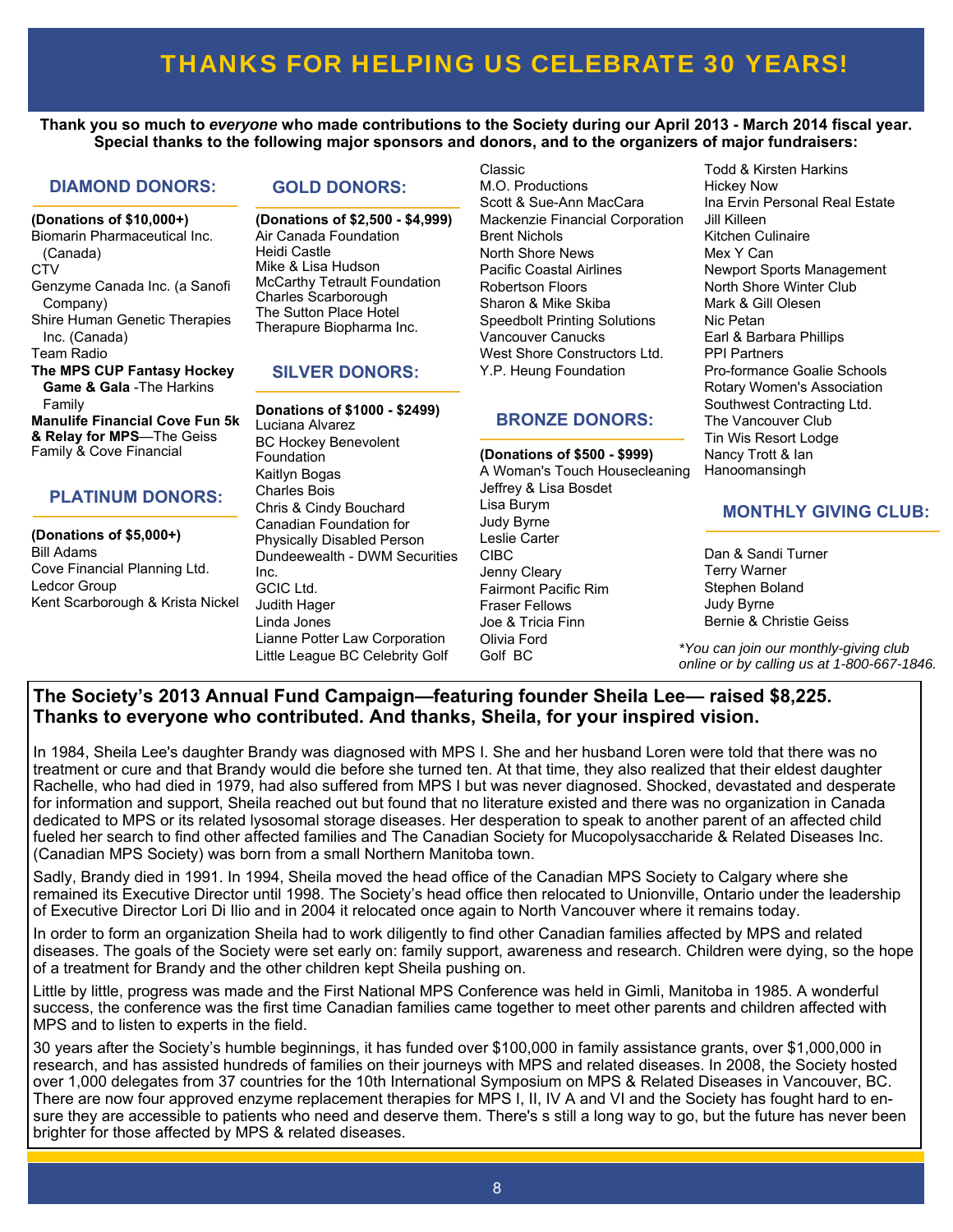# THANKS FOR HELPING US CELEBRATE 30 YEARS!

**Thank you so much to *everyone* who made contributions to the Society during our April 2013 - March 2014 fiscal year. Special thanks to the following major sponsors and donors, and to the organizers of major fundraisers:**

## DIAMOND DONORS:

**(Donations of $10,000+)**

Biomarin Pharmaceutical Inc. (Canada)
CTV
Genzyme Canada Inc. (a Sanofi Company)
Shire Human Genetic Therapies Inc. (Canada)
Team Radio
**The MPS CUP Fantasy Hockey Game & Gala** -The Harkins Family
**Manulife Financial Cove Fun 5k & Relay for MPS**—The Geiss Family & Cove Financial

## PLATINUM DONORS:

**(Donations of $5,000+)**

Bill Adams
Cove Financial Planning Ltd.
Ledcor Group
Kent Scarborough & Krista Nickel

## GOLD DONORS:

**(Donations of $2,500 - $4,999)**

Air Canada Foundation
Heidi Castle
Mike & Lisa Hudson
McCarthy Tetrault Foundation
Charles Scarborough
The Sutton Place Hotel
Therapure Biopharma Inc.

## SILVER DONORS:

**Donations of $1000 - $2499)**

Luciana Alvarez
BC Hockey Benevolent Foundation
Kaitlyn Bogas
Charles Bois
Chris & Cindy Bouchard
Canadian Foundation for Physically Disabled Person
Dundeewealth - DWM Securities Inc.
GCIC Ltd.
Judith Hager
Linda Jones
Lianne Potter Law Corporation
Little League BC Celebrity Golf Classic
M.O. Productions
Scott & Sue-Ann MacCara
Mackenzie Financial Corporation
Brent Nichols
North Shore News
Pacific Coastal Airlines
Robertson Floors
Sharon & Mike Skiba
Speedbolt Printing Solutions
Vancouver Canucks
West Shore Constructors Ltd.
Y.P. Heung Foundation

## BRONZE DONORS:

**(Donations of $500 - $999)**

A Woman's Touch Housecleaning
Jeffrey & Lisa Bosdet
Lisa Burym
Judy Byrne
Leslie Carter
CIBC
Jenny Cleary
Fairmont Pacific Rim
Fraser Fellows
Joe & Tricia Finn
Olivia Ford
Golf BC
Todd & Kirsten Harkins
Hickey Now
Ina Ervin Personal Real Estate
Jill Killeen
Kitchen Culinaire
Mex Y Can
Newport Sports Management
North Shore Winter Club
Mark & Gill Olesen
Nic Petan
Earl & Barbara Phillips
PPI Partners
Pro-formance Goalie Schools
Rotary Women's Association
Southwest Contracting Ltd.
The Vancouver Club
Tin Wis Resort Lodge
Nancy Trott & Ian Hanoomansingh

## MONTHLY GIVING CLUB:

Dan & Sandi Turner
Terry Warner
Stephen Boland
Judy Byrne
Bernie & Christie Geiss

*\*You can join our monthly-giving club online or by calling us at 1-800-667-1846.*

## The Society's 2013 Annual Fund Campaign—featuring founder Sheila Lee— raised $8,225. Thanks to everyone who contributed. And thanks, Sheila, for your inspired vision.

In 1984, Sheila Lee's daughter Brandy was diagnosed with MPS I. She and her husband Loren were told that there was no treatment or cure and that Brandy would die before she turned ten. At that time, they also realized that their eldest daughter Rachelle, who had died in 1979, had also suffered from MPS I but was never diagnosed. Shocked, devastated and desperate for information and support, Sheila reached out but found that no literature existed and there was no organization in Canada dedicated to MPS or its related lysosomal storage diseases. Her desperation to speak to another parent of an affected child fueled her search to find other affected families and The Canadian Society for Mucopolysaccharide & Related Diseases Inc. (Canadian MPS Society) was born from a small Northern Manitoba town.

Sadly, Brandy died in 1991. In 1994, Sheila moved the head office of the Canadian MPS Society to Calgary where she remained its Executive Director until 1998. The Society's head office then relocated to Unionville, Ontario under the leadership of Executive Director Lori Di Ilio and in 2004 it relocated once again to North Vancouver where it remains today.

In order to form an organization Sheila had to work diligently to find other Canadian families affected by MPS and related diseases. The goals of the Society were set early on: family support, awareness and research. Children were dying, so the hope of a treatment for Brandy and the other children kept Sheila pushing on.

Little by little, progress was made and the First National MPS Conference was held in Gimli, Manitoba in 1985. A wonderful success, the conference was the first time Canadian families came together to meet other parents and children affected with MPS and to listen to experts in the field.

30 years after the Society's humble beginnings, it has funded over $100,000 in family assistance grants, over $1,000,000 in research, and has assisted hundreds of families on their journeys with MPS and related diseases. In 2008, the Society hosted over 1,000 delegates from 37 countries for the 10th International Symposium on MPS & Related Diseases in Vancouver, BC. There are now four approved enzyme replacement therapies for MPS I, II, IV A and VI and the Society has fought hard to ensure they are accessible to patients who need and deserve them. There's s still a long way to go, but the future has never been brighter for those affected by MPS & related diseases.